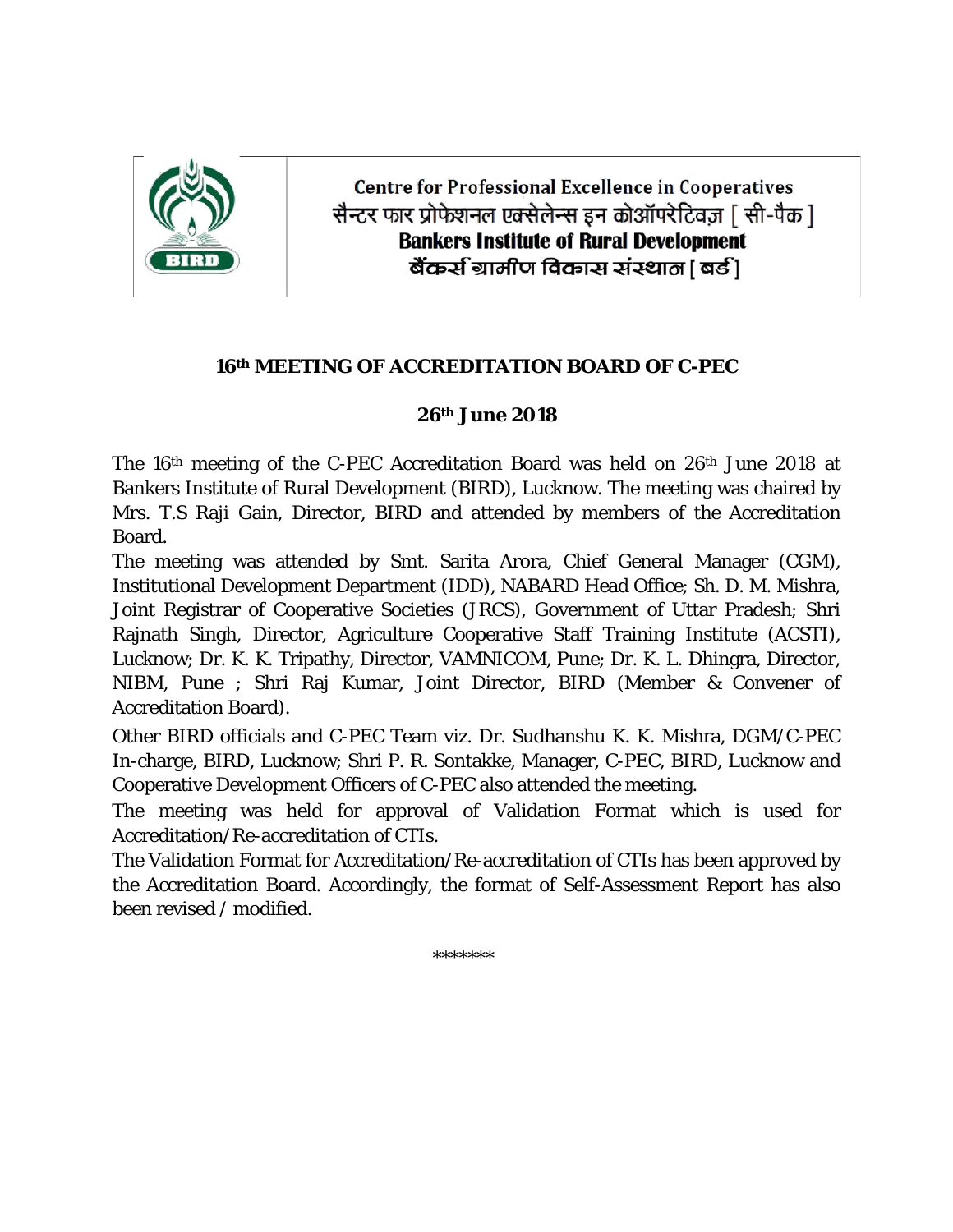Centre for Professional Excellence in Cooperatives
सैन्टर फार प्रोफेशनल एक्सेलेन्स इन कोऑपरेटिवज़ [ सी-पैक ]
**Bankers Institute of Rural Development**
बैंकर्स ग्रामीण विकास संस्थान [ बर्ड ]

## 16th MEETING OF ACCREDITATION BOARD OF C-PEC

**26th June 2018**

The 16th meeting of the C-PEC Accreditation Board was held on 26th June 2018 at Bankers Institute of Rural Development (BIRD), Lucknow. The meeting was chaired by Mrs. T.S Raji Gain, Director, BIRD and attended by members of the Accreditation Board.

The meeting was attended by Smt. Sarita Arora, Chief General Manager (CGM), Institutional Development Department (IDD), NABARD Head Office; Sh. D. M. Mishra, Joint Registrar of Cooperative Societies (JRCS), Government of Uttar Pradesh; Shri Rajnath Singh, Director, Agriculture Cooperative Staff Training Institute (ACSTI), Lucknow; Dr. K. K. Tripathy, Director, VAMNICOM, Pune; Dr. K. L. Dhingra, Director, NIBM, Pune ; Shri Raj Kumar, Joint Director, BIRD (Member & Convener of Accreditation Board).

Other BIRD officials and C-PEC Team viz. Dr. Sudhanshu K. K. Mishra, DGM/C-PEC In-charge, BIRD, Lucknow; Shri P. R. Sontakke, Manager, C-PEC, BIRD, Lucknow and Cooperative Development Officers of C-PEC also attended the meeting.

The meeting was held for approval of Validation Format which is used for Accreditation/Re-accreditation of CTIs.

The Validation Format for Accreditation/Re-accreditation of CTIs has been approved by the Accreditation Board. Accordingly, the format of Self-Assessment Report has also been revised / modified.

\*\*\*\*\*\*\*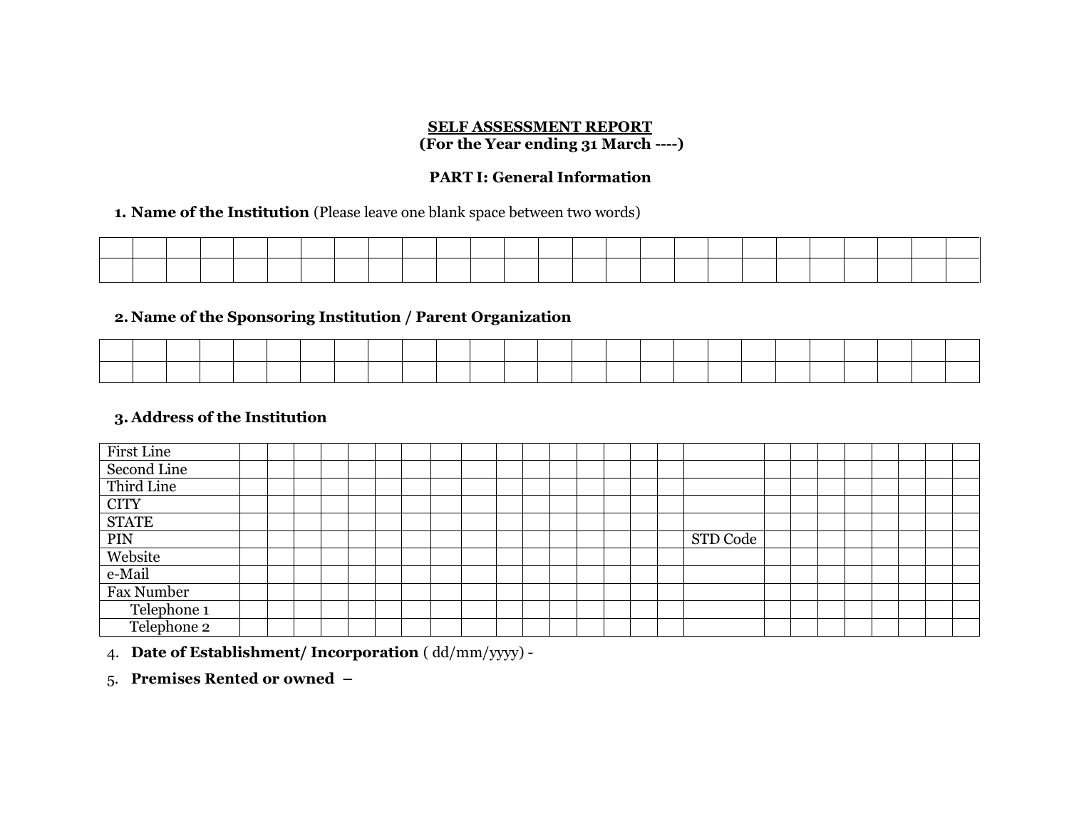**SELF ASSESSMENT REPORT**
**(For the Year ending 31 March ----)**

**PART I: General Information**

1. **Name of the Institution** (Please leave one blank space between two words)

| | | | | | | | | | | | | | | | | | | | | | | | | | |
|---|---|---|---|---|---|---|---|---|---|---|---|---|---|---|---|---|---|---|---|---|---|---|---|---|---|
| | | | | | | | | | | | | | | | | | | | | | | | | | |

2. **Name of the Sponsoring Institution / Parent Organization**

| | | | | | | | | | | | | | | | | | | | | | | | | | |
|---|---|---|---|---|---|---|---|---|---|---|---|---|---|---|---|---|---|---|---|---|---|---|---|---|---|
| | | | | | | | | | | | | | | | | | | | | | | | | | |

3. **Address of the Institution**

| | | | | | | | | | | | | | | | | | | | | | | | |
|---|---|---|---|---|---|---|---|---|---|---|---|---|---|---|---|---|---|---|---|---|---|---|---|
| First Line | | | | | | | | | | | | | | | | | | | | | | | |
| Second Line | | | | | | | | | | | | | | | | | | | | | | | |
| Third Line | | | | | | | | | | | | | | | | | | | | | | | |
| CITY | | | | | | | | | | | | | | | | | | | | | | | |
| STATE | | | | | | | | | | | | | | | | | | | | | | | |
| PIN | | | | | | | | | | | | | | | | STD Code | | | | | | | |
| Website | | | | | | | | | | | | | | | | | | | | | | | |
| e-Mail | | | | | | | | | | | | | | | | | | | | | | | |
| Fax Number | | | | | | | | | | | | | | | | | | | | | | | |
| Telephone 1 | | | | | | | | | | | | | | | | | | | | | | | |
| Telephone 2 | | | | | | | | | | | | | | | | | | | | | | | |

4. **Date of Establishment/ Incorporation** ( dd/mm/yyyy) -

5. **Premises Rented or owned** –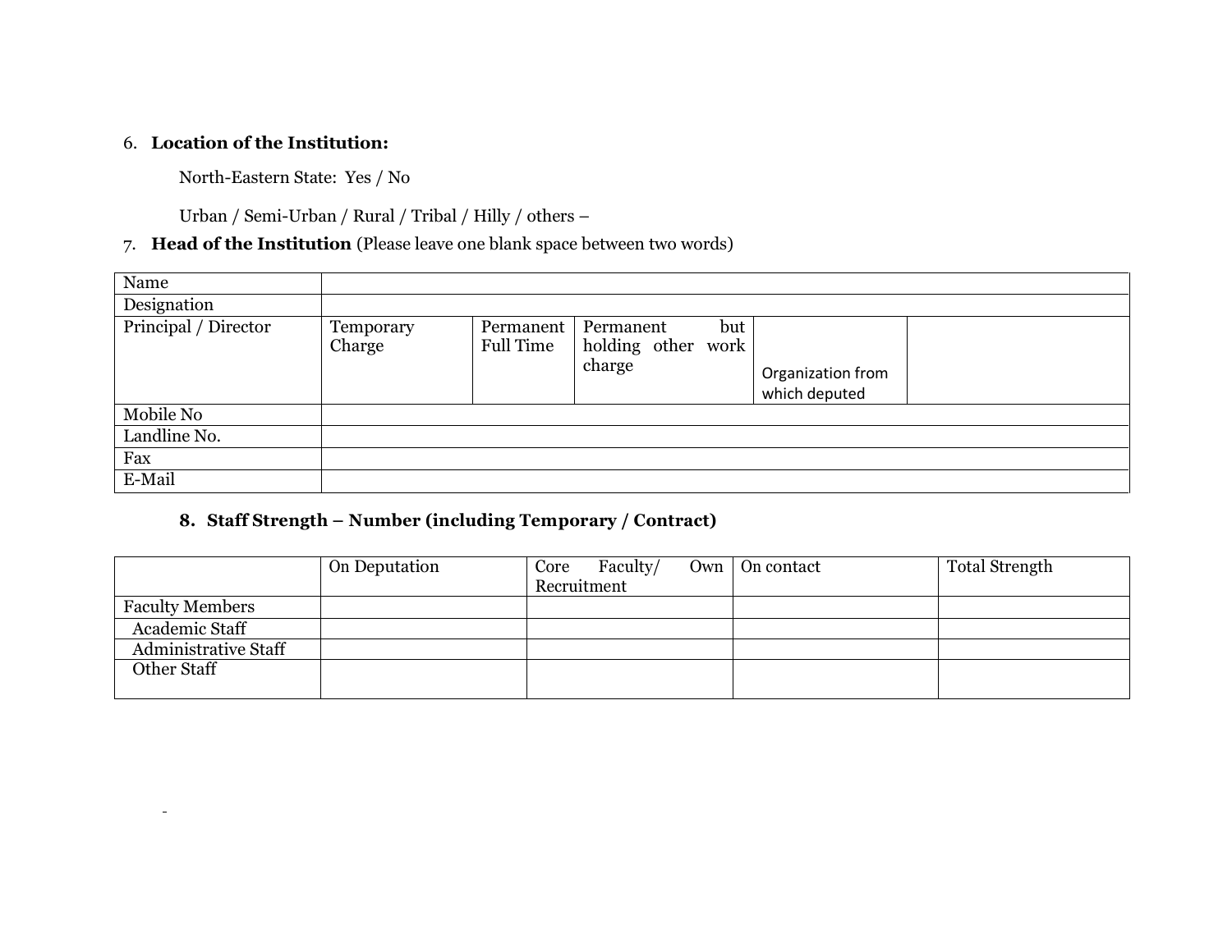6. **Location of the Institution:**

   North-Eastern State: Yes / No

   Urban / Semi-Urban / Rural / Tribal / Hilly / others –

7. **Head of the Institution** (Please leave one blank space between two words)

| Name | | | | | |
|---|---|---|---|---|---|
| Designation | | | | | |
| Principal / Director | Temporary Charge | Permanent Full Time | Permanent but holding other work charge | Organization from which deputed | |
| Mobile No | | | | | |
| Landline No. | | | | | |
| Fax | | | | | |
| E-Mail | | | | | |

8. **Staff Strength – Number (including Temporary / Contract)**

| | On Deputation | Core Faculty/ Own Recruitment | On contact | Total Strength |
|---|---|---|---|---|
| Faculty Members | | | | |
| Academic Staff | | | | |
| Administrative Staff | | | | |
| Other Staff | | | | |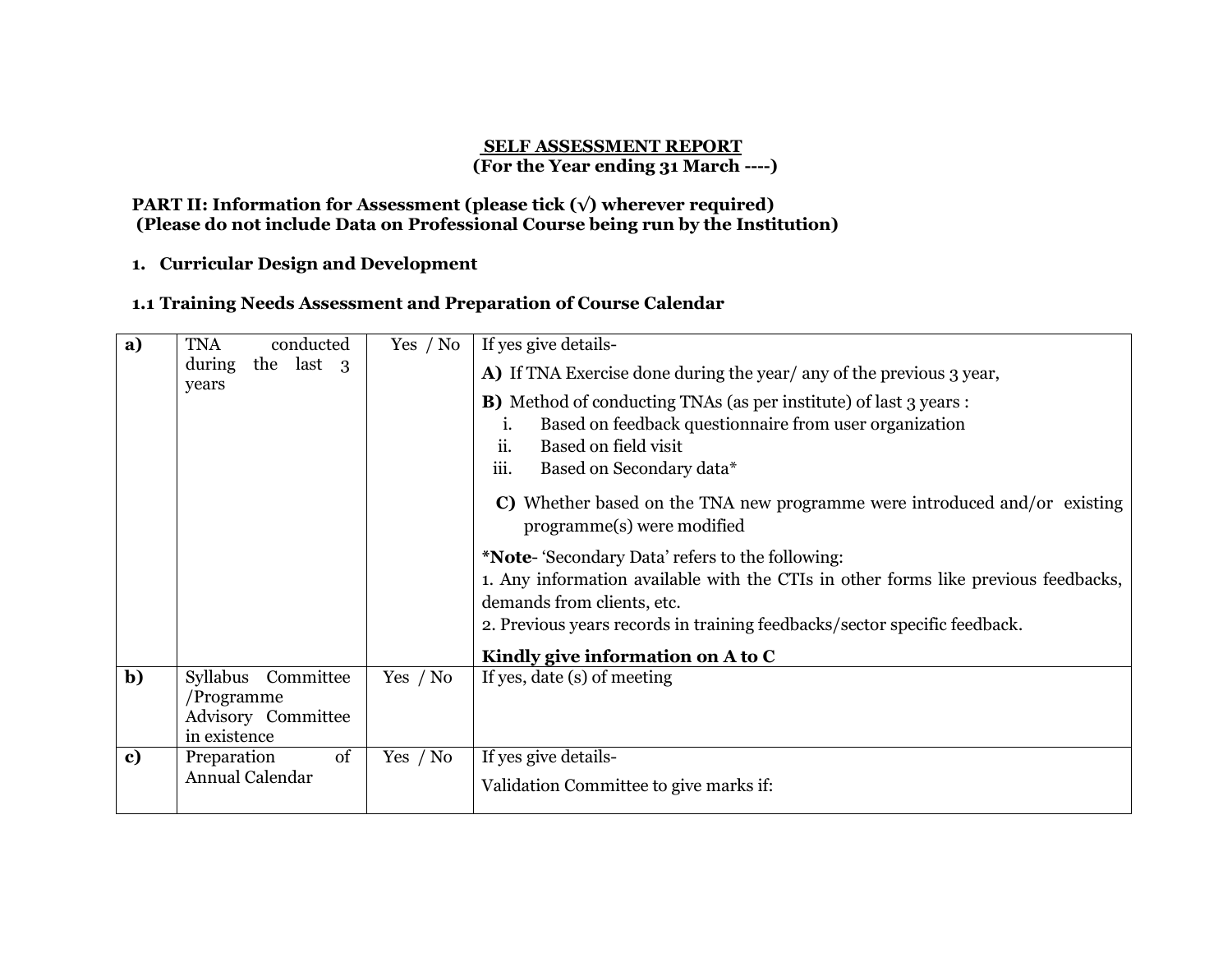**SELF ASSESSMENT REPORT**
**(For the Year ending 31 March ----)**

**PART II: Information for Assessment (please tick (√) wherever required)**
**(Please do not include Data on Professional Course being run by the Institution)**

## 1. Curricular Design and Development

### 1.1 Training Needs Assessment and Preparation of Course Calendar

| | | | |
|---|---|---|---|
| **a)** | TNA conducted during the last 3 years | Yes / No | If yes give details-<br>**A)** If TNA Exercise done during the year/ any of the previous 3 year,<br>**B)** Method of conducting TNAs (as per institute) of last 3 years :<br>i. Based on feedback questionnaire from user organization<br>ii. Based on field visit<br>iii. Based on Secondary data*<br>**C)** Whether based on the TNA new programme were introduced and/or existing programme(s) were modified<br>***Note**- 'Secondary Data' refers to the following:<br>1. Any information available with the CTIs in other forms like previous feedbacks, demands from clients, etc.<br>2. Previous years records in training feedbacks/sector specific feedback.<br>**Kindly give information on A to C** |
| **b)** | Syllabus Committee /Programme Advisory Committee in existence | Yes / No | If yes, date (s) of meeting |
| **c)** | Preparation of Annual Calendar | Yes / No | If yes give details-<br>Validation Committee to give marks if: |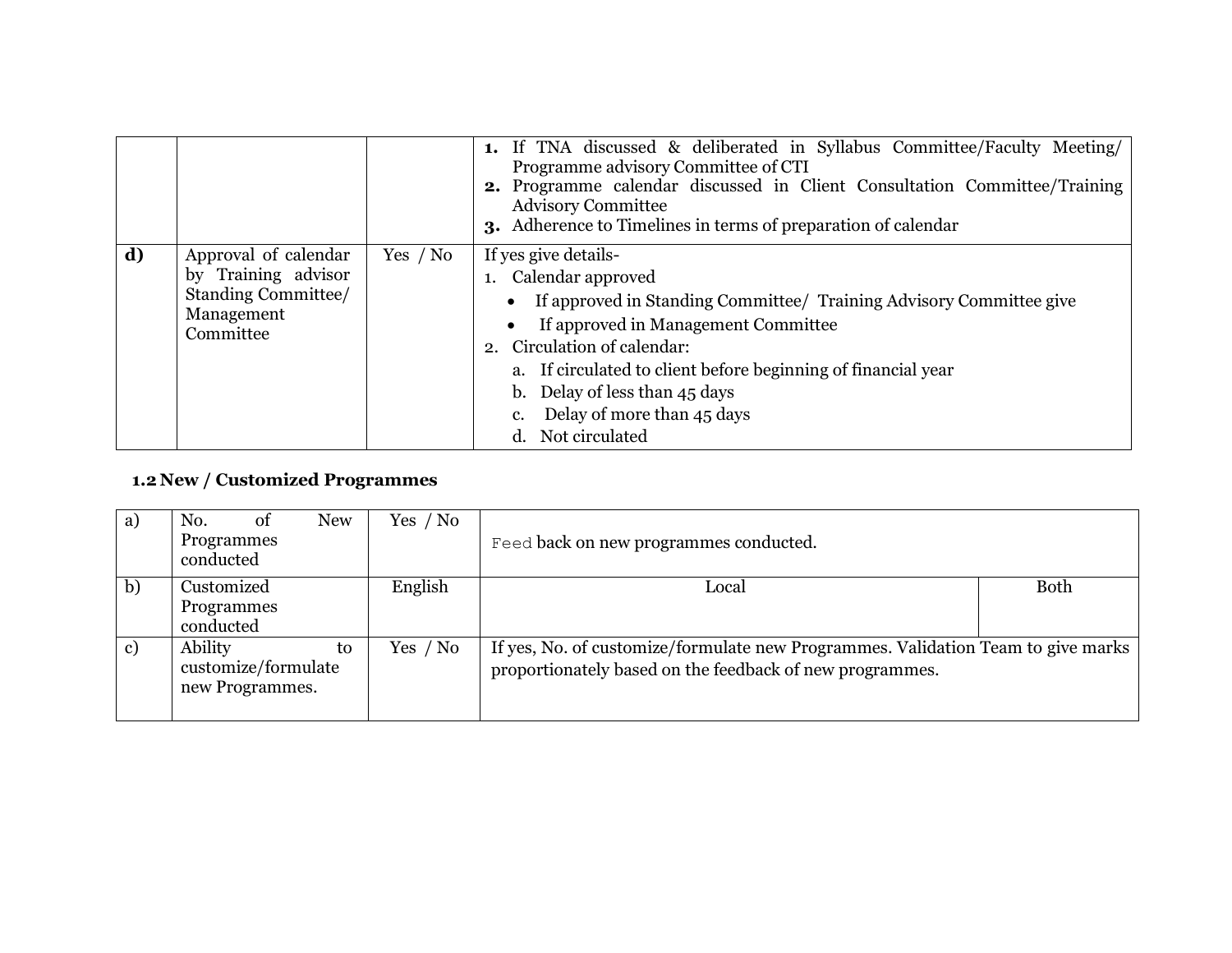| | | | |
|---|---|---|---|
| | | | **1.** If TNA discussed & deliberated in Syllabus Committee/Faculty Meeting/ Programme advisory Committee of CTI<br>**2.** Programme calendar discussed in Client Consultation Committee/Training Advisory Committee<br>**3.** Adherence to Timelines in terms of preparation of calendar |
| **d)** | Approval of calendar by Training advisor Standing Committee/ Management Committee | Yes / No | If yes give details-<br>1. Calendar approved<br>• If approved in Standing Committee/ Training Advisory Committee give<br>• If approved in Management Committee<br>2. Circulation of calendar:<br>a. If circulated to client before beginning of financial year<br>b. Delay of less than 45 days<br>c. Delay of more than 45 days<br>d. Not circulated |

### 1.2 New / Customized Programmes

| | | | | |
|---|---|---|---|---|
| a) | No. of New Programmes conducted | Yes / No | Feed back on new programmes conducted. | |
| b) | Customized Programmes conducted | English | Local | Both |
| c) | Ability to customize/formulate new Programmes. | Yes / No | If yes, No. of customize/formulate new Programmes. Validation Team to give marks proportionately based on the feedback of new programmes. | |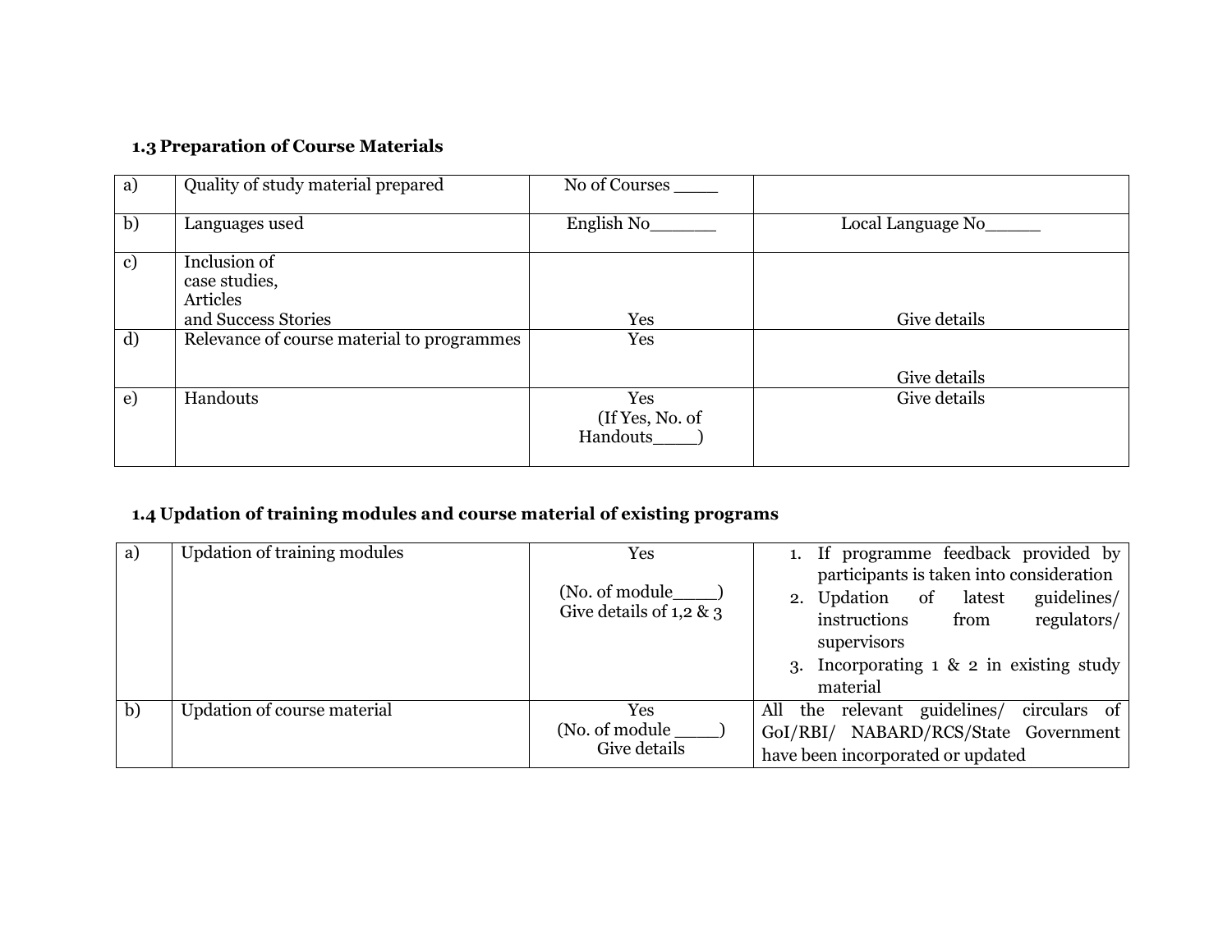### 1.3 Preparation of Course Materials

| | | | |
|---|---|---|---|
| a) | Quality of study material prepared | No of Courses ____ | |
| b) | Languages used | English No______ | Local Language No_____ |
| c) | Inclusion of case studies, Articles and Success Stories | Yes | Give details |
| d) | Relevance of course material to programmes | Yes | Give details |
| e) | Handouts | Yes (If Yes, No. of Handouts____) | Give details |

### 1.4 Updation of training modules and course material of existing programs

| | | | |
|---|---|---|---|
| a) | Updation of training modules | Yes<br><br>(No. of module____)<br>Give details of 1,2 & 3 | 1. If programme feedback provided by participants is taken into consideration<br>2. Updation of latest guidelines/ instructions from regulators/ supervisors<br>3. Incorporating 1 & 2 in existing study material |
| b) | Updation of course material | Yes<br>(No. of module ____)<br>Give details | All the relevant guidelines/ circulars of GoI/RBI/ NABARD/RCS/State Government have been incorporated or updated |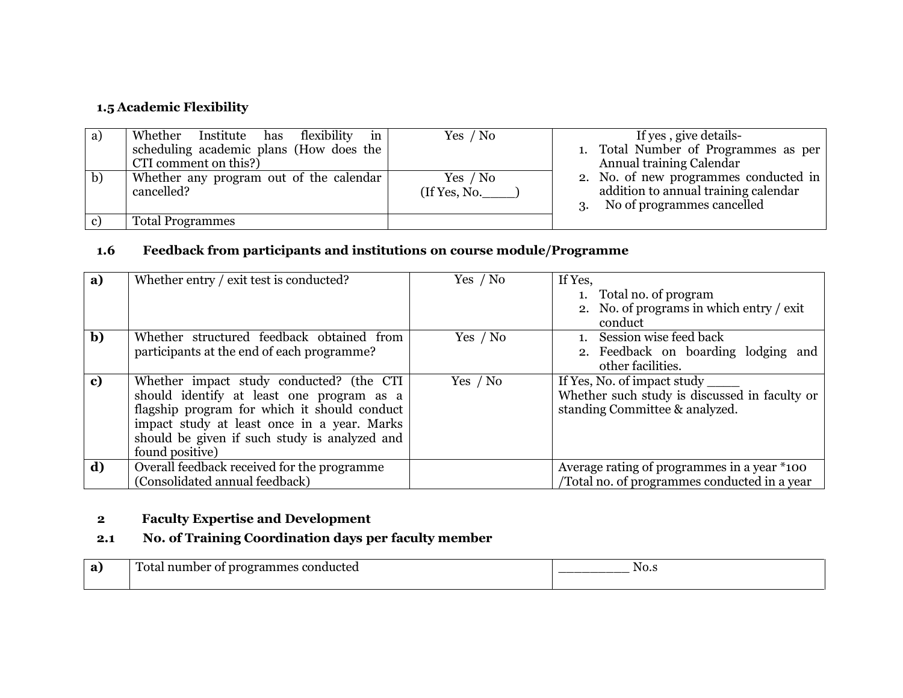**1.5 Academic Flexibility**

| | | | |
|---|---|---|---|
| a) | Whether Institute has flexibility in scheduling academic plans (How does the CTI comment on this?) | Yes / No | If yes , give details-<br>1. Total Number of Programmes as per Annual training Calendar<br>2. No. of new programmes conducted in addition to annual training calendar<br>3. No of programmes cancelled |
| b) | Whether any program out of the calendar cancelled? | Yes / No<br>(If Yes, No.____) | |
| c) | Total Programmes | | |

**1.6 Feedback from participants and institutions on course module/Programme**

| | | | |
|---|---|---|---|
| **a)** | Whether entry / exit test is conducted? | Yes / No | If Yes,<br>1. Total no. of program<br>2. No. of programs in which entry / exit conduct |
| **b)** | Whether structured feedback obtained from participants at the end of each programme? | Yes / No | 1. Session wise feed back<br>2. Feedback on boarding lodging and other facilities. |
| **c)** | Whether impact study conducted? (the CTI should identify at least one program as a flagship program for which it should conduct impact study at least once in a year. Marks should be given if such study is analyzed and found positive) | Yes / No | If Yes, No. of impact study ____<br>Whether such study is discussed in faculty or standing Committee & analyzed. |
| **d)** | Overall feedback received for the programme (Consolidated annual feedback) | | Average rating of programmes in a year *100 /Total no. of programmes conducted in a year |

**2 Faculty Expertise and Development**

**2.1 No. of Training Coordination days per faculty member**

| | | |
|---|---|---|
| **a)** | Total number of programmes conducted | _________ No.s |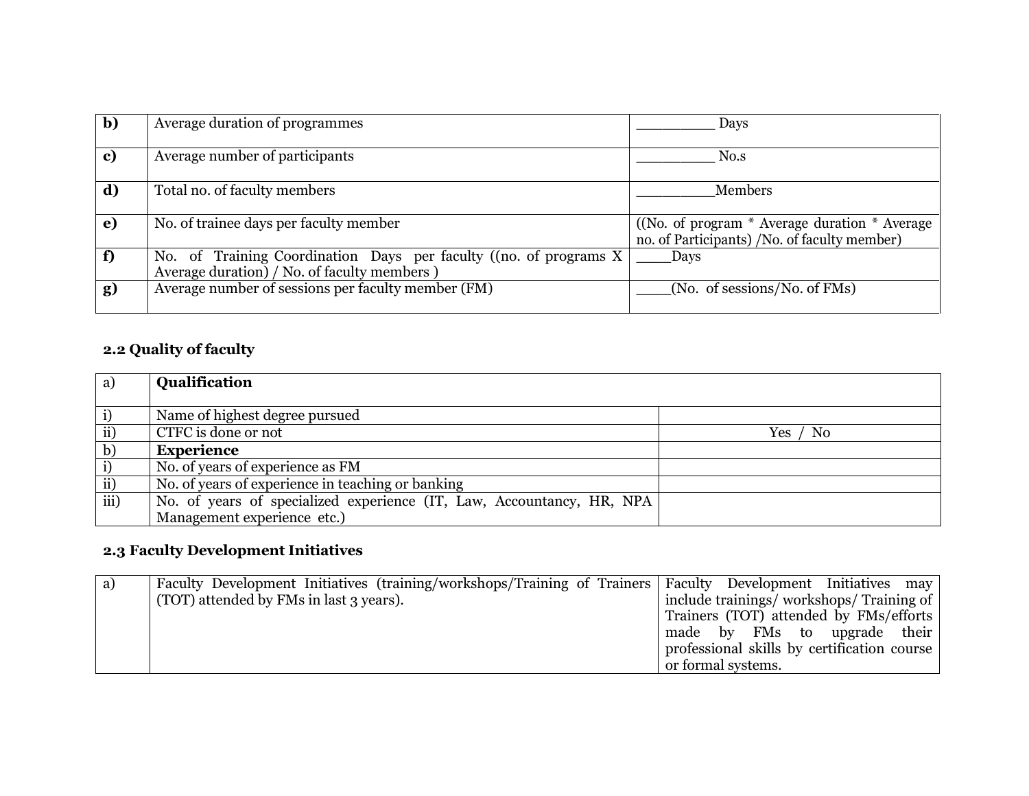| | | |
|---|---|---|
| **b)** | Average duration of programmes | _________ Days |
| **c)** | Average number of participants | _________ No.s |
| **d)** | Total no. of faculty members | _________Members |
| **e)** | No. of trainee days per faculty member | ((No. of program * Average duration * Average no. of Participants) /No. of faculty member) |
| **f)** | No. of Training Coordination Days per faculty ((no. of programs X Average duration) / No. of faculty members ) | ____Days |
| **g)** | Average number of sessions per faculty member (FM) | ____(No. of sessions/No. of FMs) |

### 2.2 Quality of faculty

| | | |
|---|---|---|
| a) | **Qualification** | |
| i) | Name of highest degree pursued | |
| ii) | CTFC is done or not | Yes / No |
| b) | **Experience** | |
| i) | No. of years of experience as FM | |
| ii) | No. of years of experience in teaching or banking | |
| iii) | No. of years of specialized experience (IT, Law, Accountancy, HR, NPA Management experience etc.) | |

### 2.3 Faculty Development Initiatives

| | | |
|---|---|---|
| a) | Faculty Development Initiatives (training/workshops/Training of Trainers (TOT) attended by FMs in last 3 years). | Faculty Development Initiatives may include trainings/ workshops/ Training of Trainers (TOT) attended by FMs/efforts made by FMs to upgrade their professional skills by certification course or formal systems. |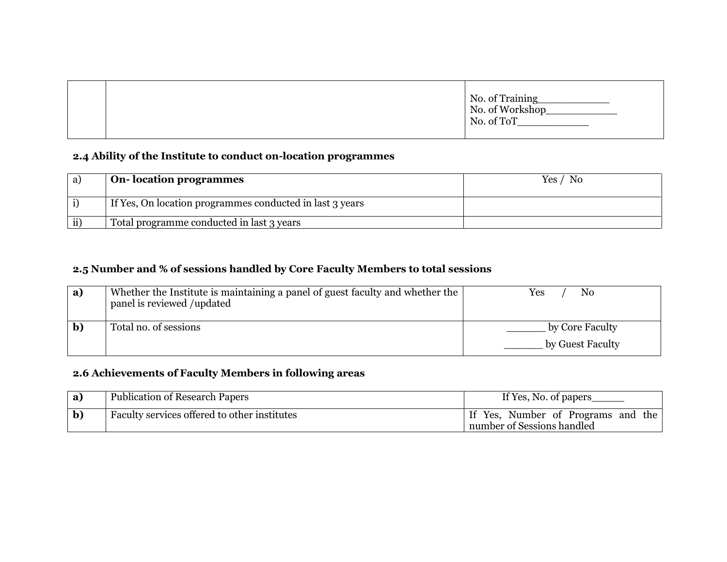| | | No. of Training___________<br>No. of Workshop___________<br>No. of ToT___________ |
|---|---|---|

**2.4 Ability of the Institute to conduct on-location programmes**

| a) | **On- location programmes** | Yes / No |
|---|---|---|
| i) | If Yes, On location programmes conducted in last 3 years | |
| ii) | Total programme conducted in last 3 years | |

**2.5 Number and % of sessions handled by Core Faculty Members to total sessions**

| **a)** | Whether the Institute is maintaining a panel of guest faculty and whether the panel is reviewed /updated | Yes / No |
|---|---|---|
| **b)** | Total no. of sessions | ______ by Core Faculty<br>______ by Guest Faculty |

**2.6 Achievements of Faculty Members in following areas**

| **a)** | Publication of Research Papers | If Yes, No. of papers_____ |
|---|---|---|
| **b)** | Faculty services offered to other institutes | If Yes, Number of Programs and the number of Sessions handled |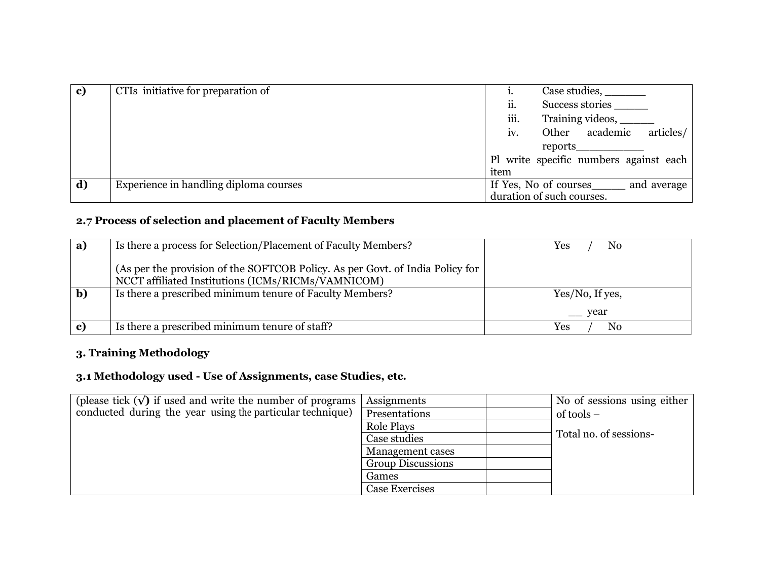| | | |
|---|---|---|
| **c)** | CTIs initiative for preparation of | i. Case studies, ______<br>ii. Success stories _____<br>iii. Training videos, _____<br>iv. Other academic articles/ reports__________<br>Pl write specific numbers against each item |
| **d)** | Experience in handling diploma courses | If Yes, No of courses_____ and average duration of such courses. |

### 2.7 Process of selection and placement of Faculty Members

| | | |
|---|---|---|
| **a)** | Is there a process for Selection/Placement of Faculty Members?<br><br>(As per the provision of the SOFTCOB Policy. As per Govt. of India Policy for NCCT affiliated Institutions (ICMs/RICMs/VAMNICOM) | Yes / No |
| **b)** | Is there a prescribed minimum tenure of Faculty Members? | Yes/No, If yes,<br>__ year |
| **c)** | Is there a prescribed minimum tenure of staff? | Yes / No |

### 3. Training Methodology

### 3.1 Methodology used - Use of Assignments, case Studies, etc.

| | | | |
|---|---|---|---|
| (please tick (√) if used and write the number of programs conducted during the year using the particular technique) | Assignments | | No of sessions using either of tools –<br><br>Total no. of sessions- |
| | Presentations | | |
| | Role Plays | | |
| | Case studies | | |
| | Management cases | | |
| | Group Discussions | | |
| | Games | | |
| | Case Exercises | | |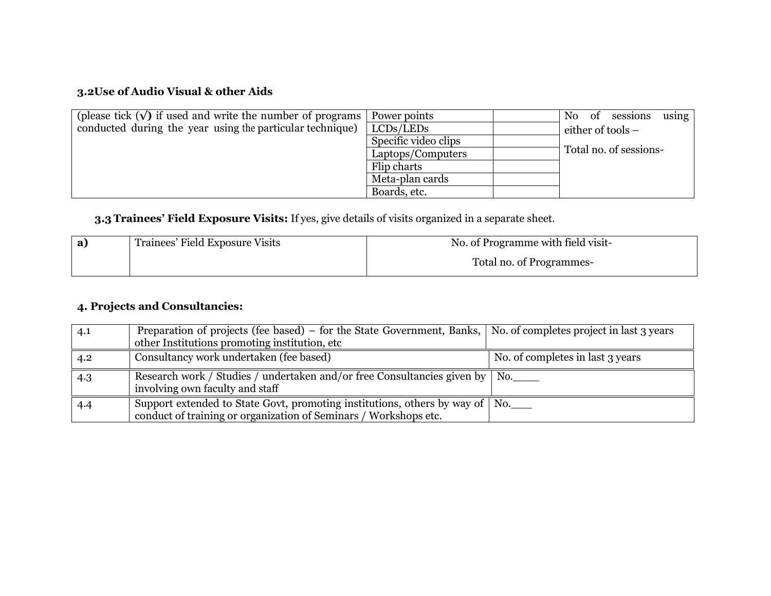### 3.2 Use of Audio Visual & other Aids

| (please tick (√) if used and write the number of programs conducted during the year using the particular technique) | Power points | | No of sessions using either of tools – Total no. of sessions- |
|---|---|---|---|
| | LCDs/LEDs | | |
| | Specific video clips | | |
| | Laptops/Computers | | |
| | Flip charts | | |
| | Meta-plan cards | | |
| | Boards, etc. | | |

### 3.3 Trainees' Field Exposure Visits: If yes, give details of visits organized in a separate sheet.

| **a)** | Trainees' Field Exposure Visits | No. of Programme with field visit- Total no. of Programmes- |
|---|---|---|

## 4. Projects and Consultancies:

| 4.1 | Preparation of projects (fee based) – for the State Government, Banks, other Institutions promoting institution, etc | No. of completes project in last 3 years |
|---|---|---|
| 4.2 | Consultancy work undertaken (fee based) | No. of completes in last 3 years |
| 4.3 | Research work / Studies / undertaken and/or free Consultancies given by involving own faculty and staff | No.____ |
| 4.4 | Support extended to State Govt, promoting institutions, others by way of conduct of training or organization of Seminars / Workshops etc. | No.___ |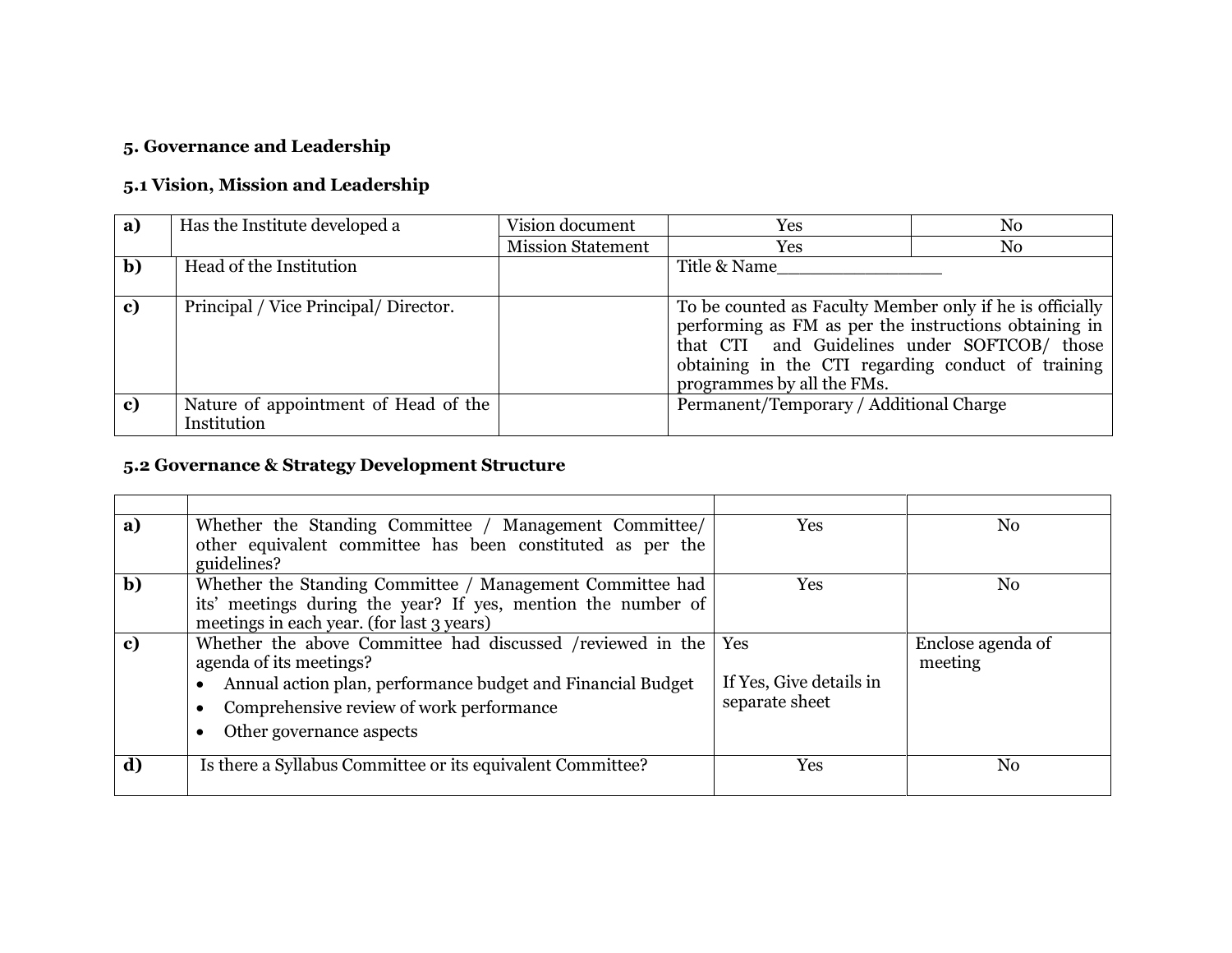## 5. Governance and Leadership

### 5.1 Vision, Mission and Leadership

| | | | | |
|---|---|---|---|---|
| **a)** | Has the Institute developed a | Vision document | Yes | No |
| | | Mission Statement | Yes | No |
| **b)** | Head of the Institution | | Title & Name_______________ | |
| **c)** | Principal / Vice Principal/ Director. | | To be counted as Faculty Member only if he is officially performing as FM as per the instructions obtaining in that CTI and Guidelines under SOFTCOB/ those obtaining in the CTI regarding conduct of training programmes by all the FMs. | |
| **c)** | Nature of appointment of Head of the Institution | | Permanent/Temporary / Additional Charge | |

### 5.2 Governance & Strategy Development Structure

| | | | |
|---|---|---|---|
| **a)** | Whether the Standing Committee / Management Committee/ other equivalent committee has been constituted as per the guidelines? | Yes | No |
| **b)** | Whether the Standing Committee / Management Committee had its' meetings during the year? If yes, mention the number of meetings in each year. (for last 3 years) | Yes | No |
| **c)** | Whether the above Committee had discussed /reviewed in the agenda of its meetings?<br>• Annual action plan, performance budget and Financial Budget<br>• Comprehensive review of work performance<br>• Other governance aspects | Yes<br><br>If Yes, Give details in separate sheet | Enclose agenda of meeting |
| **d)** | Is there a Syllabus Committee or its equivalent Committee? | Yes | No |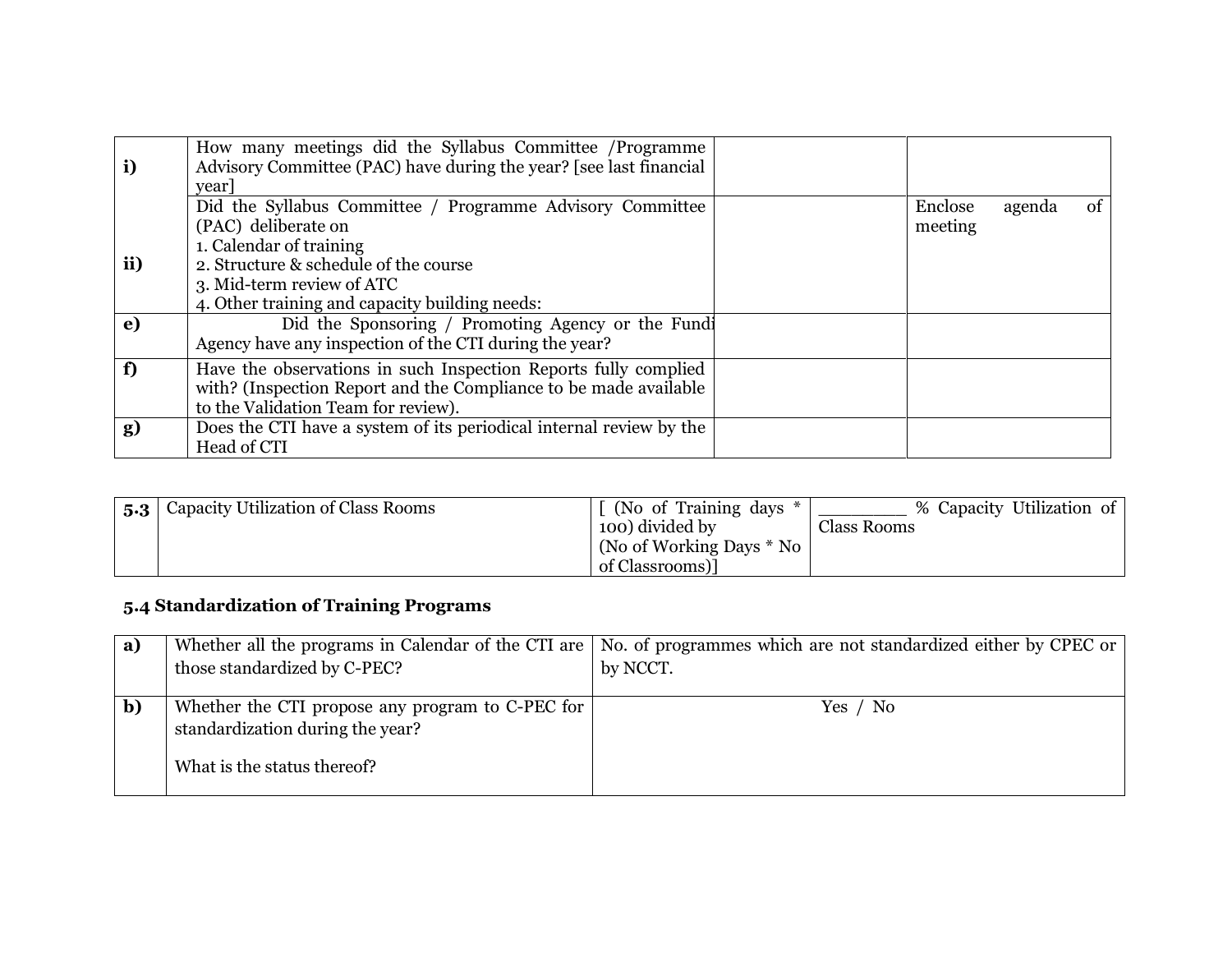| | | | |
|---|---|---|---|
| i) | How many meetings did the Syllabus Committee /Programme Advisory Committee (PAC) have during the year? [see last financial year] | | |
| ii) | Did the Syllabus Committee / Programme Advisory Committee (PAC) deliberate on<br>1. Calendar of training<br>2. Structure & schedule of the course<br>3. Mid-term review of ATC<br>4. Other training and capacity building needs: | | Enclose agenda of meeting |
| e) | Did the Sponsoring / Promoting Agency or the Fundi Agency have any inspection of the CTI during the year? | | |
| f) | Have the observations in such Inspection Reports fully complied with? (Inspection Report and the Compliance to be made available to the Validation Team for review). | | |
| g) | Does the CTI have a system of its periodical internal review by the Head of CTI | | |

| | | | |
|---|---|---|---|
| 5.3 | Capacity Utilization of Class Rooms | [ (No of Training days * 100) divided by (No of Working Days * No of Classrooms)] | ________ % Capacity Utilization of Class Rooms |

### 5.4 Standardization of Training Programs

| | | |
|---|---|---|
| a) | Whether all the programs in Calendar of the CTI are those standardized by C-PEC? | No. of programmes which are not standardized either by CPEC or by NCCT. |
| b) | Whether the CTI propose any program to C-PEC for standardization during the year?<br><br>What is the status thereof? | Yes / No |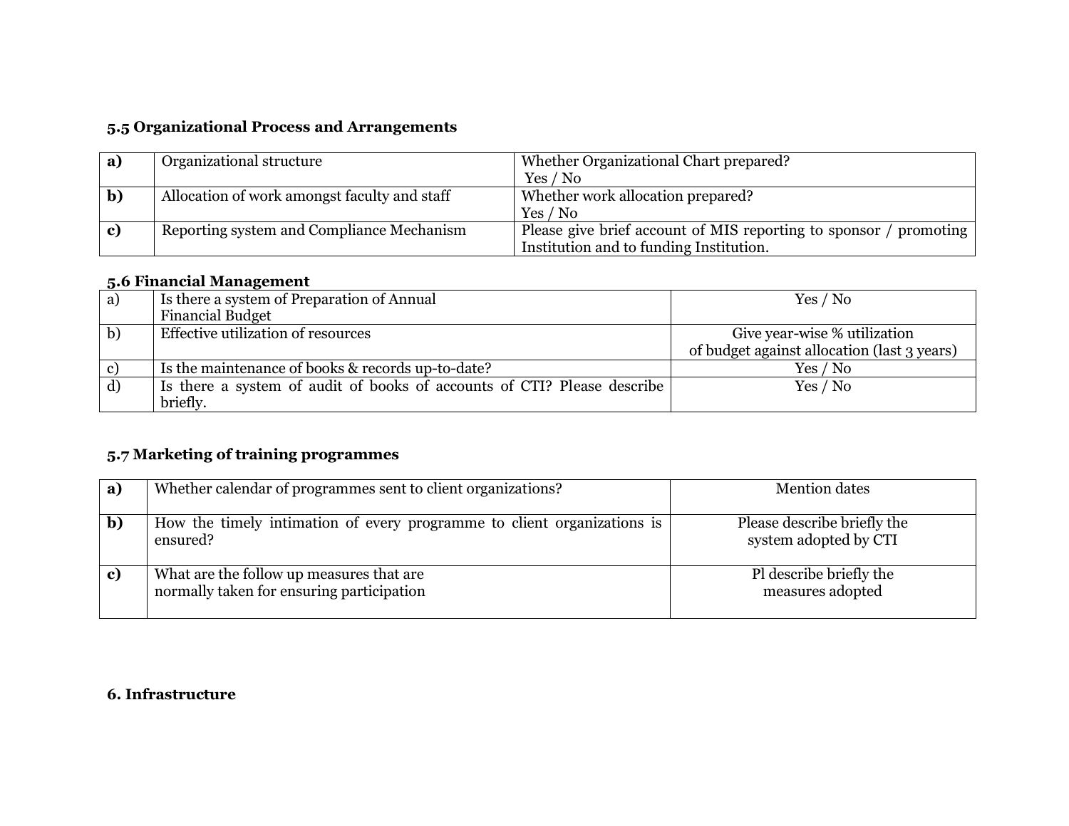### 5.5 Organizational Process and Arrangements

| | | |
|---|---|---|
| **a)** | Organizational structure | Whether Organizational Chart prepared?<br>Yes / No |
| **b)** | Allocation of work amongst faculty and staff | Whether work allocation prepared?<br>Yes / No |
| **c)** | Reporting system and Compliance Mechanism | Please give brief account of MIS reporting to sponsor / promoting Institution and to funding Institution. |

### 5.6 Financial Management

| | | |
|---|---|---|
| a) | Is there a system of Preparation of Annual Financial Budget | Yes / No |
| b) | Effective utilization of resources | Give year-wise % utilization of budget against allocation (last 3 years) |
| c) | Is the maintenance of books & records up-to-date? | Yes / No |
| d) | Is there a system of audit of books of accounts of CTI? Please describe briefly. | Yes / No |

### 5.7 Marketing of training programmes

| | | |
|---|---|---|
| **a)** | Whether calendar of programmes sent to client organizations? | Mention dates |
| **b)** | How the timely intimation of every programme to client organizations is ensured? | Please describe briefly the system adopted by CTI |
| **c)** | What are the follow up measures that are normally taken for ensuring participation | Pl describe briefly the measures adopted |

## 6. Infrastructure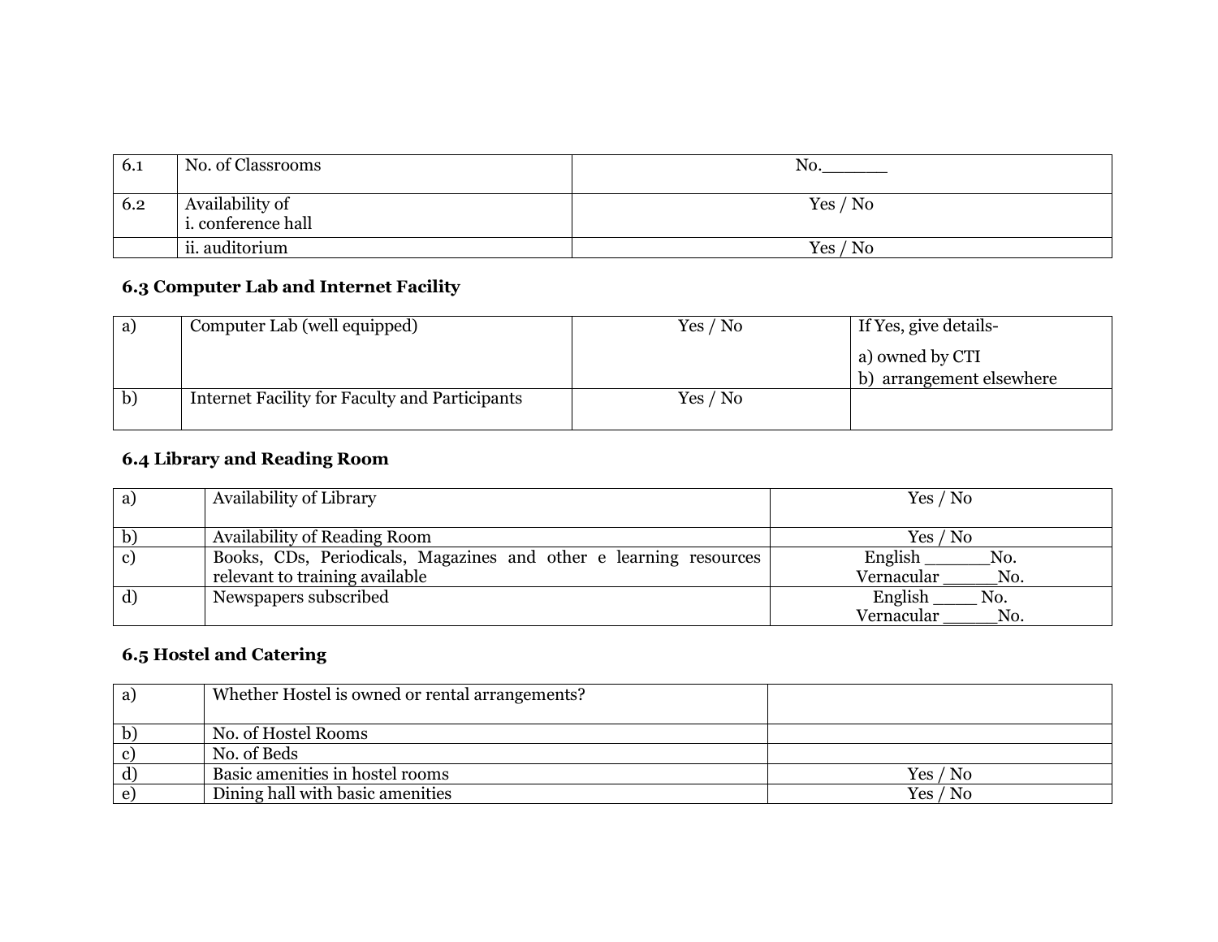| 6.1 | No. of Classrooms | No.______ |
|---|---|---|
| 6.2 | Availability of<br>i. conference hall | Yes / No |
| | ii. auditorium | Yes / No |

### 6.3 Computer Lab and Internet Facility

| a) | Computer Lab (well equipped) | Yes / No | If Yes, give details-<br>a) owned by CTI<br>b) arrangement elsewhere |
|---|---|---|---|
| b) | Internet Facility for Faculty and Participants | Yes / No | |

### 6.4 Library and Reading Room

| a) | Availability of Library | Yes / No |
|---|---|---|
| b) | Availability of Reading Room | Yes / No |
| c) | Books, CDs, Periodicals, Magazines and other e learning resources relevant to training available | English ______No.<br>Vernacular _____No. |
| d) | Newspapers subscribed | English ____ No.<br>Vernacular _____No. |

### 6.5 Hostel and Catering

| a) | Whether Hostel is owned or rental arrangements? | |
|---|---|---|
| b) | No. of Hostel Rooms | |
| c) | No. of Beds | |
| d) | Basic amenities in hostel rooms | Yes / No |
| e) | Dining hall with basic amenities | Yes / No |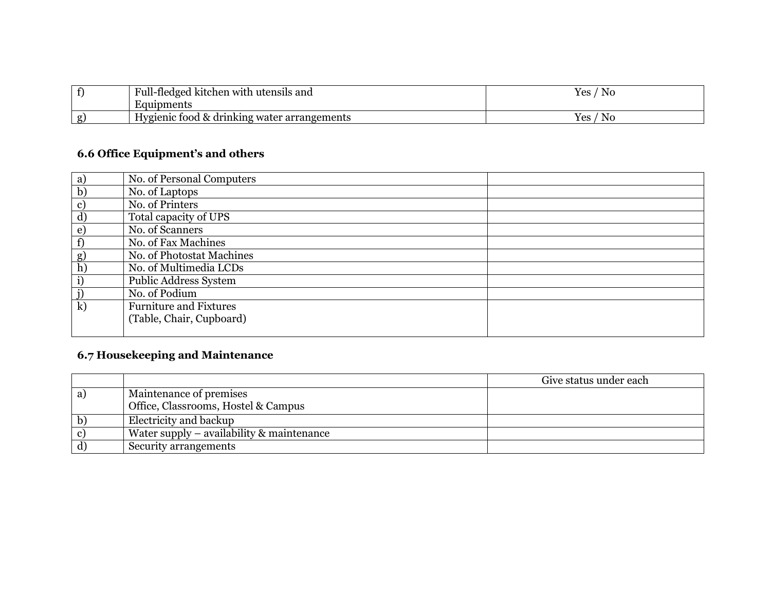| | | |
|---|---|---|
| f) | Full-fledged kitchen with utensils and Equipments | Yes / No |
| g) | Hygienic food & drinking water arrangements | Yes / No |

### 6.6 Office Equipment's and others

| | | |
|---|---|---|
| a) | No. of Personal Computers | |
| b) | No. of Laptops | |
| c) | No. of Printers | |
| d) | Total capacity of UPS | |
| e) | No. of Scanners | |
| f) | No. of Fax Machines | |
| g) | No. of Photostat Machines | |
| h) | No. of Multimedia LCDs | |
| i) | Public Address System | |
| j) | No. of Podium | |
| k) | Furniture and Fixtures (Table, Chair, Cupboard) | |

### 6.7 Housekeeping and Maintenance

| | | Give status under each |
|---|---|---|
| a) | Maintenance of premises Office, Classrooms, Hostel & Campus | |
| b) | Electricity and backup | |
| c) | Water supply – availability & maintenance | |
| d) | Security arrangements | |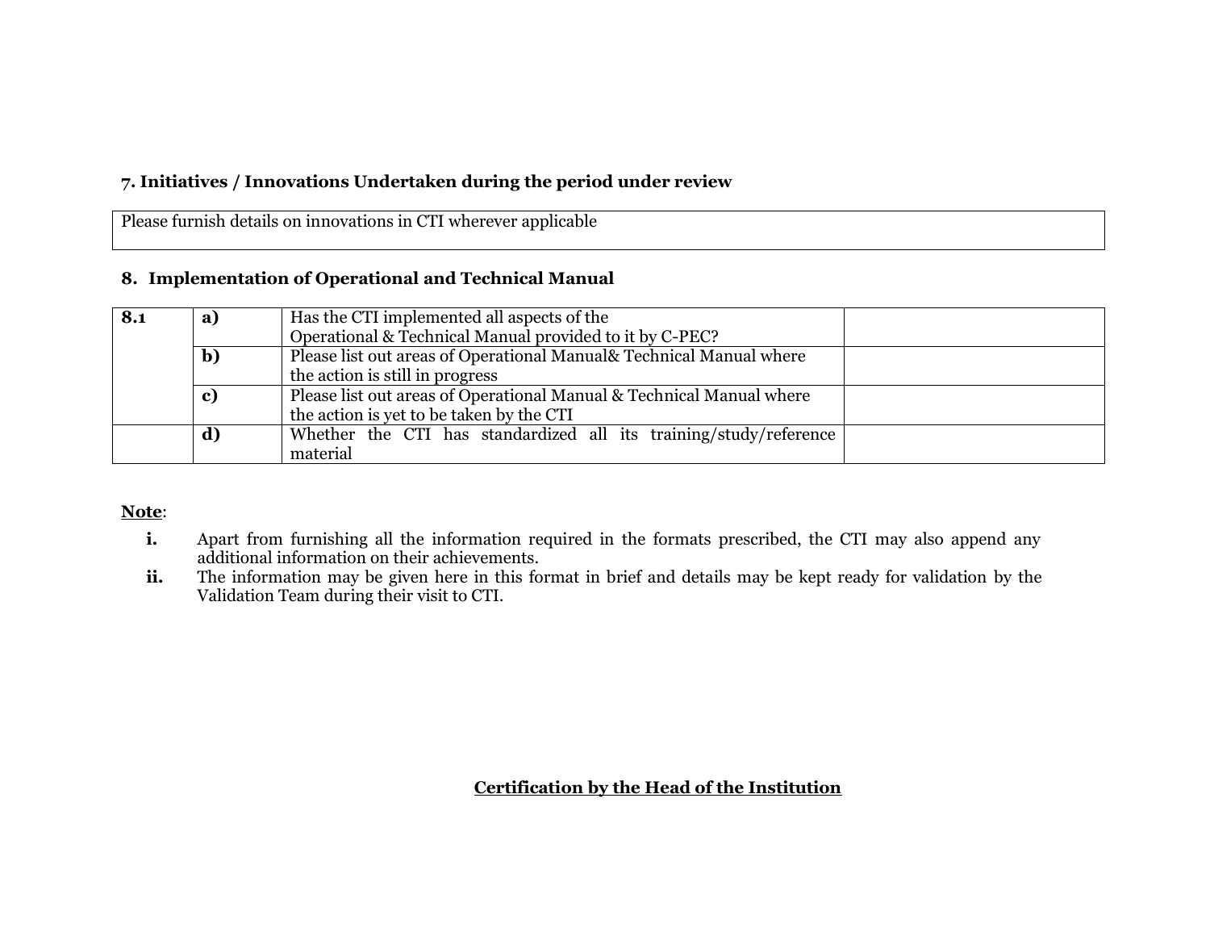**7. Initiatives / Innovations Undertaken during the period under review**

| Please furnish details on innovations in CTI wherever applicable |
|---|

**8. Implementation of Operational and Technical Manual**

| | | | |
|---|---|---|---|
| **8.1** | **a)** | Has the CTI implemented all aspects of the Operational & Technical Manual provided to it by C-PEC? | |
| | **b)** | Please list out areas of Operational Manual& Technical Manual where the action is still in progress | |
| | **c)** | Please list out areas of Operational Manual & Technical Manual where the action is yet to be taken by the CTI | |
| | **d)** | Whether the CTI has standardized all its training/study/reference material | |

**Note**:

- **i.** Apart from furnishing all the information required in the formats prescribed, the CTI may also append any additional information on their achievements.
- **ii.** The information may be given here in this format in brief and details may be kept ready for validation by the Validation Team during their visit to CTI.

**Certification by the Head of the Institution**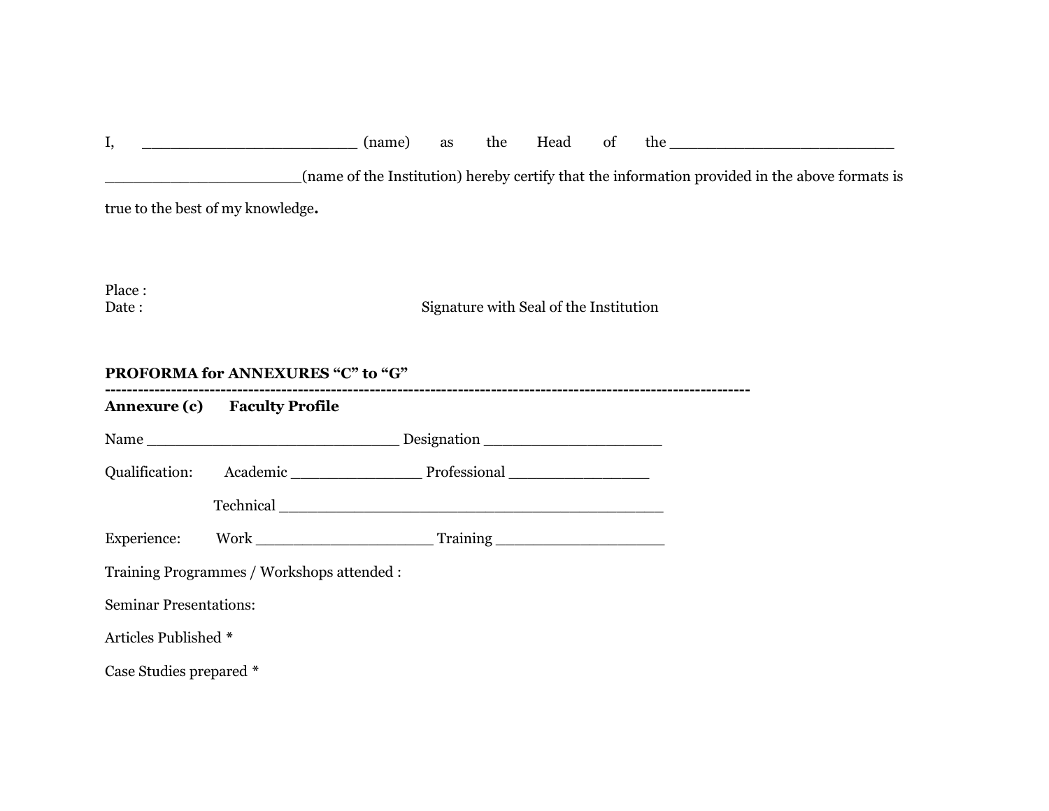I, _______________________ (name) as the Head of the ________________________ _____________________(name of the Institution) hereby certify that the information provided in the above formats is true to the best of my knowledge**.**

Place :
Date : Signature with Seal of the Institution

**PROFORMA for ANNEXURES "C" to "G"**

**---------------------------------------------------------------------------------------------------------------**

**Annexure (c) Faculty Profile**

Name ___________________________ Designation ___________________

Qualification: Academic ______________ Professional _______________

Technical _________________________________________

Experience: Work ___________________ Training __________________

Training Programmes / Workshops attended :

Seminar Presentations:

Articles Published *

Case Studies prepared *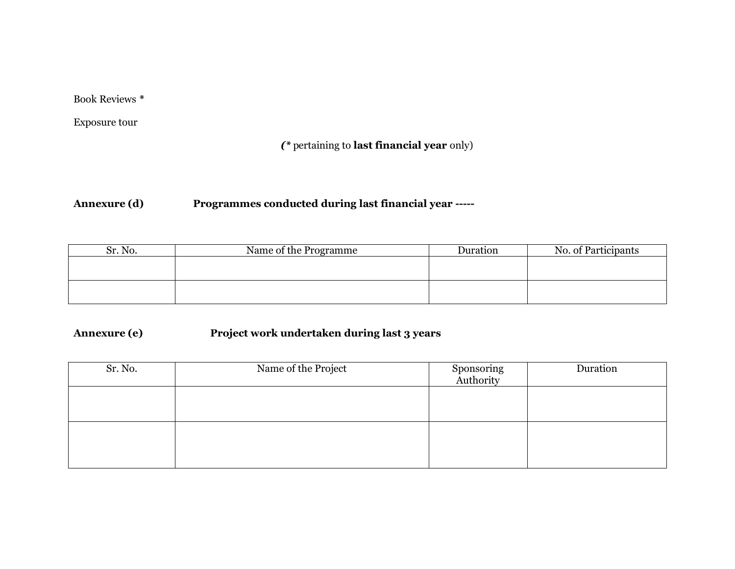Book Reviews *

Exposure tour

*(** pertaining to **last financial year** only)

**Annexure (d)** **Programmes conducted during last financial year -----**

| Sr. No. | Name of the Programme | Duration | No. of Participants |
|---|---|---|---|
| | | | |
| | | | |

**Annexure (e)** **Project work undertaken during last 3 years**

| Sr. No. | Name of the Project | Sponsoring Authority | Duration |
|---|---|---|---|
| | | | |
| | | | |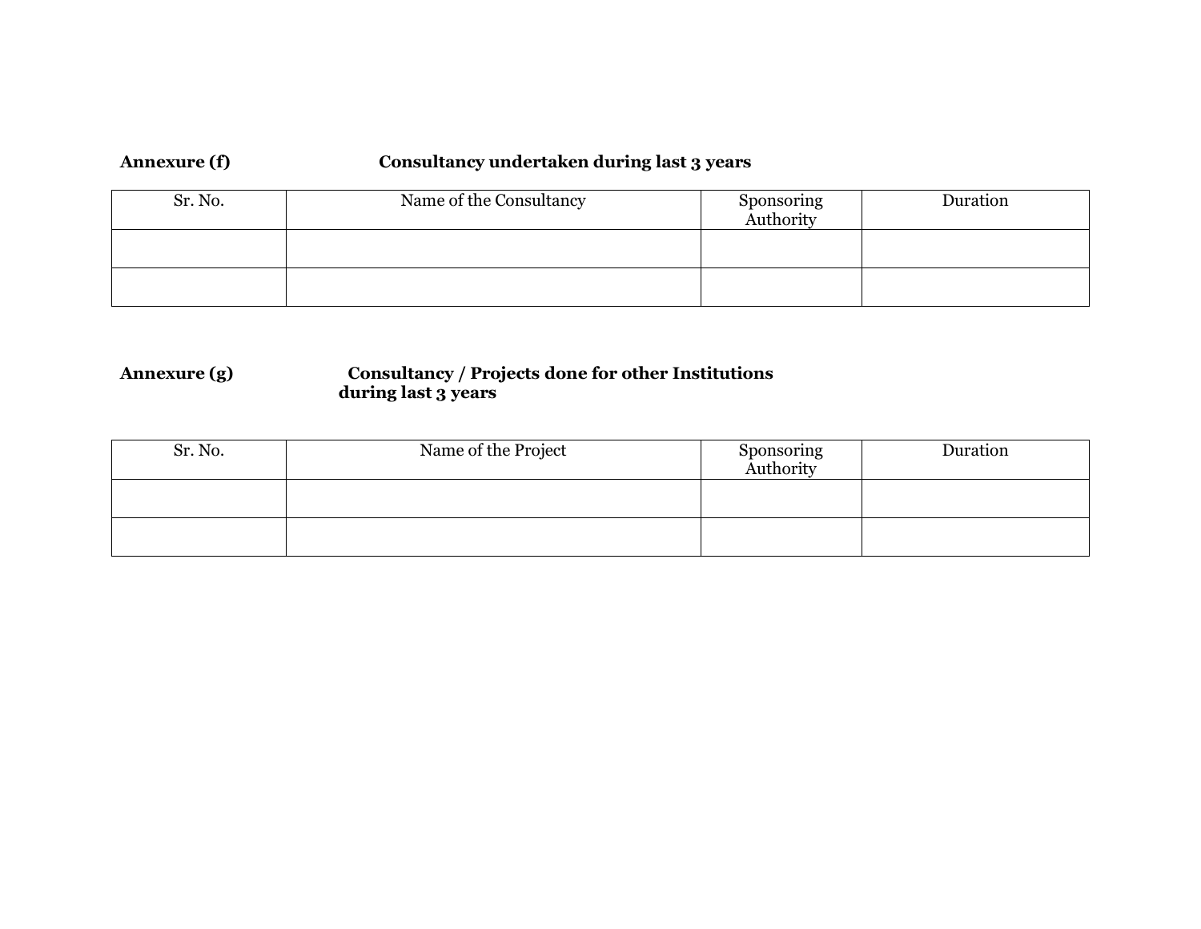**Annexure (f)** **Consultancy undertaken during last 3 years**

| Sr. No. | Name of the Consultancy | Sponsoring Authority | Duration |
|---|---|---|---|
| | | | |
| | | | |

**Annexure (g)** **Consultancy / Projects done for other Institutions during last 3 years**

| Sr. No. | Name of the Project | Sponsoring Authority | Duration |
|---|---|---|---|
| | | | |
| | | | |